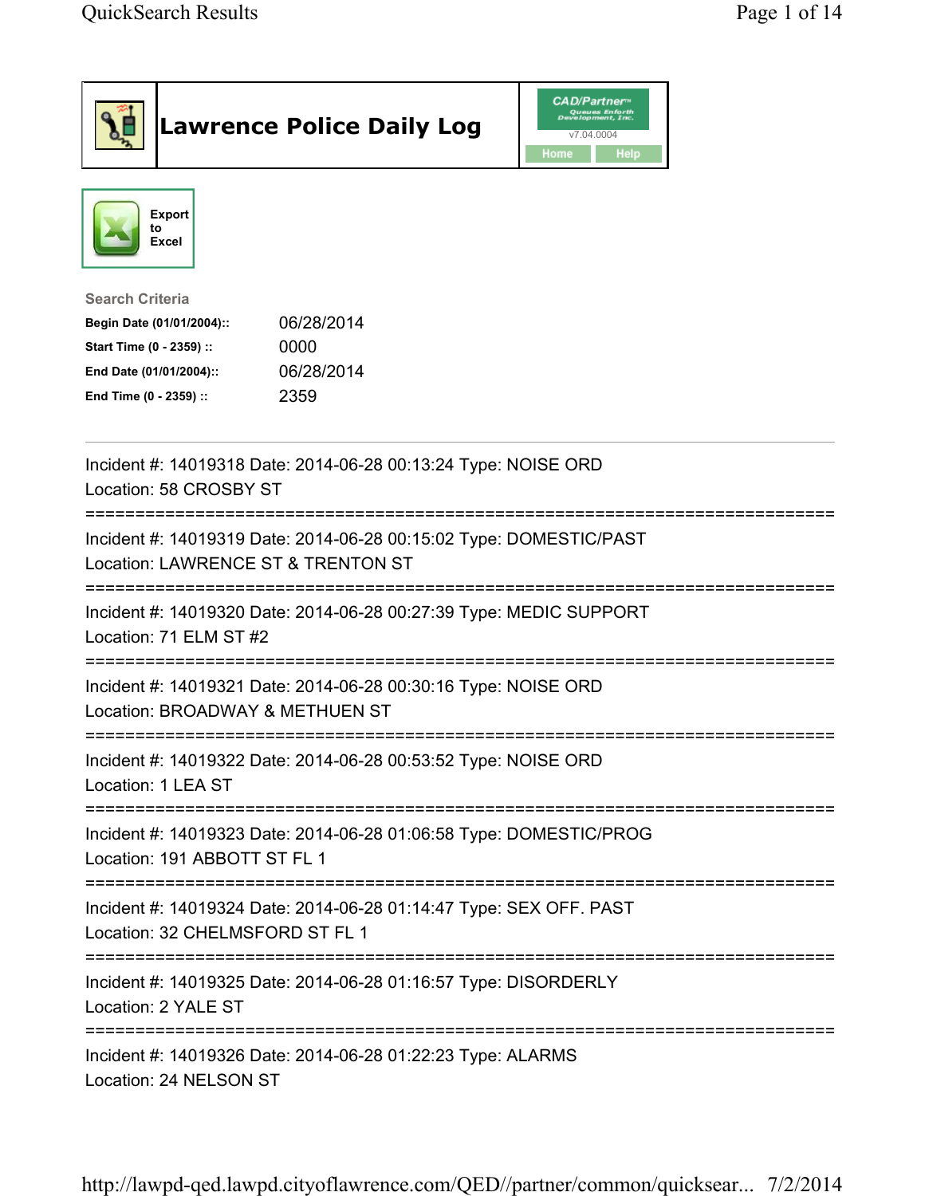# Lawrence Police Daily Log

CAD/Partner™
v7.04.0004
Home Help

Export to Excel

**Search Criteria**

| | |
|---|---|
| **Begin Date (01/01/2004)::** | 06/28/2014 |
| **Start Time (0 - 2359) ::** | 0000 |
| **End Date (01/01/2004)::** | 06/28/2014 |
| **End Time (0 - 2359) ::** | 2359 |

---

Incident #: 14019318 Date: 2014-06-28 00:13:24 Type: NOISE ORD
Location: 58 CROSBY ST

===========================================================================

Incident #: 14019319 Date: 2014-06-28 00:15:02 Type: DOMESTIC/PAST
Location: LAWRENCE ST & TRENTON ST

===========================================================================

Incident #: 14019320 Date: 2014-06-28 00:27:39 Type: MEDIC SUPPORT
Location: 71 ELM ST #2

===========================================================================

Incident #: 14019321 Date: 2014-06-28 00:30:16 Type: NOISE ORD
Location: BROADWAY & METHUEN ST

===========================================================================

Incident #: 14019322 Date: 2014-06-28 00:53:52 Type: NOISE ORD
Location: 1 LEA ST

===========================================================================

Incident #: 14019323 Date: 2014-06-28 01:06:58 Type: DOMESTIC/PROG
Location: 191 ABBOTT ST FL 1

===========================================================================

Incident #: 14019324 Date: 2014-06-28 01:14:47 Type: SEX OFF. PAST
Location: 32 CHELMSFORD ST FL 1

===========================================================================

Incident #: 14019325 Date: 2014-06-28 01:16:57 Type: DISORDERLY
Location: 2 YALE ST

===========================================================================

Incident #: 14019326 Date: 2014-06-28 01:22:23 Type: ALARMS
Location: 24 NELSON ST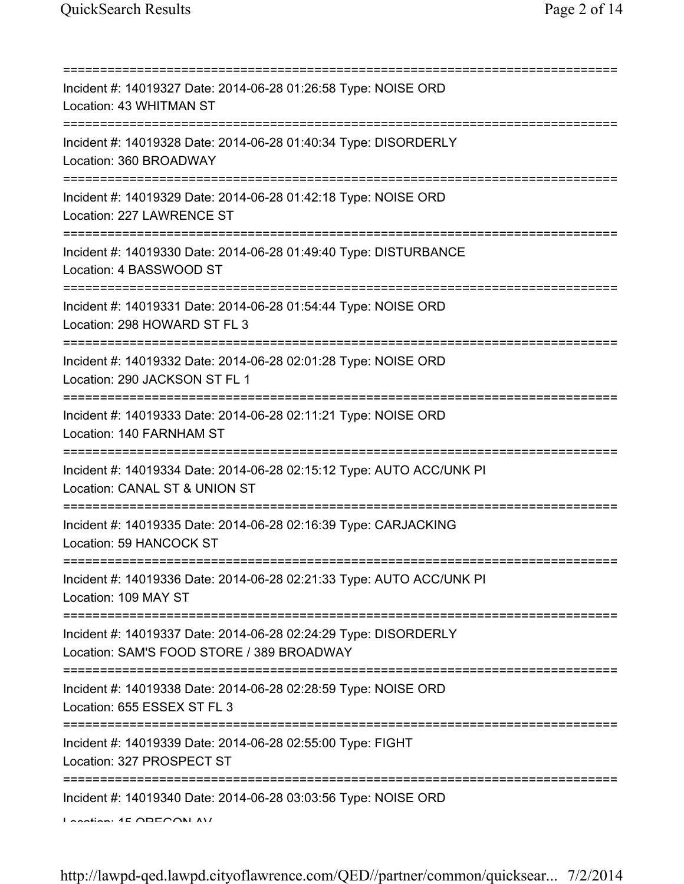===========================================================================
Incident #: 14019327 Date: 2014-06-28 01:26:58 Type: NOISE ORD
Location: 43 WHITMAN ST
===========================================================================
Incident #: 14019328 Date: 2014-06-28 01:40:34 Type: DISORDERLY
Location: 360 BROADWAY
===========================================================================
Incident #: 14019329 Date: 2014-06-28 01:42:18 Type: NOISE ORD
Location: 227 LAWRENCE ST
===========================================================================
Incident #: 14019330 Date: 2014-06-28 01:49:40 Type: DISTURBANCE
Location: 4 BASSWOOD ST
===========================================================================
Incident #: 14019331 Date: 2014-06-28 01:54:44 Type: NOISE ORD
Location: 298 HOWARD ST FL 3
===========================================================================
Incident #: 14019332 Date: 2014-06-28 02:01:28 Type: NOISE ORD
Location: 290 JACKSON ST FL 1
===========================================================================
Incident #: 14019333 Date: 2014-06-28 02:11:21 Type: NOISE ORD
Location: 140 FARNHAM ST
===========================================================================
Incident #: 14019334 Date: 2014-06-28 02:15:12 Type: AUTO ACC/UNK PI
Location: CANAL ST & UNION ST
===========================================================================
Incident #: 14019335 Date: 2014-06-28 02:16:39 Type: CARJACKING
Location: 59 HANCOCK ST
===========================================================================
Incident #: 14019336 Date: 2014-06-28 02:21:33 Type: AUTO ACC/UNK PI
Location: 109 MAY ST
===========================================================================
Incident #: 14019337 Date: 2014-06-28 02:24:29 Type: DISORDERLY
Location: SAM'S FOOD STORE / 389 BROADWAY
===========================================================================
Incident #: 14019338 Date: 2014-06-28 02:28:59 Type: NOISE ORD
Location: 655 ESSEX ST FL 3
===========================================================================
Incident #: 14019339 Date: 2014-06-28 02:55:00 Type: FIGHT
Location: 327 PROSPECT ST
===========================================================================
Incident #: 14019340 Date: 2014-06-28 03:03:56 Type: NOISE ORD
Location: 15 OREGON AV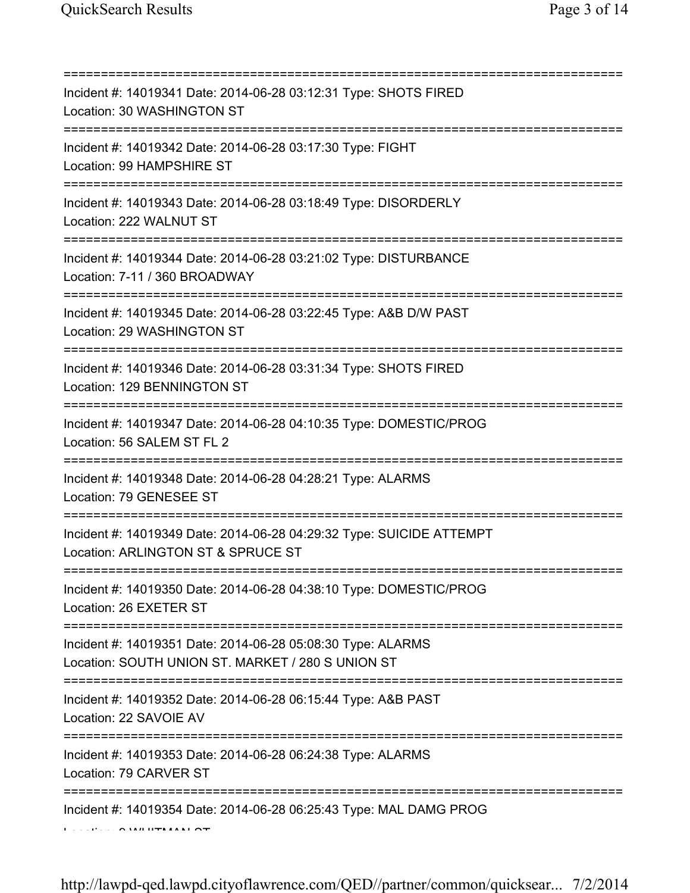=============================================================================
Incident #: 14019341 Date: 2014-06-28 03:12:31 Type: SHOTS FIRED
Location: 30 WASHINGTON ST
=============================================================================
Incident #: 14019342 Date: 2014-06-28 03:17:30 Type: FIGHT
Location: 99 HAMPSHIRE ST
=============================================================================
Incident #: 14019343 Date: 2014-06-28 03:18:49 Type: DISORDERLY
Location: 222 WALNUT ST
=============================================================================
Incident #: 14019344 Date: 2014-06-28 03:21:02 Type: DISTURBANCE
Location: 7-11 / 360 BROADWAY
=============================================================================
Incident #: 14019345 Date: 2014-06-28 03:22:45 Type: A&B D/W PAST
Location: 29 WASHINGTON ST
=============================================================================
Incident #: 14019346 Date: 2014-06-28 03:31:34 Type: SHOTS FIRED
Location: 129 BENNINGTON ST
=============================================================================
Incident #: 14019347 Date: 2014-06-28 04:10:35 Type: DOMESTIC/PROG
Location: 56 SALEM ST FL 2
=============================================================================
Incident #: 14019348 Date: 2014-06-28 04:28:21 Type: ALARMS
Location: 79 GENESEE ST
=============================================================================
Incident #: 14019349 Date: 2014-06-28 04:29:32 Type: SUICIDE ATTEMPT
Location: ARLINGTON ST & SPRUCE ST
=============================================================================
Incident #: 14019350 Date: 2014-06-28 04:38:10 Type: DOMESTIC/PROG
Location: 26 EXETER ST
=============================================================================
Incident #: 14019351 Date: 2014-06-28 05:08:30 Type: ALARMS
Location: SOUTH UNION ST. MARKET / 280 S UNION ST
=============================================================================
Incident #: 14019352 Date: 2014-06-28 06:15:44 Type: A&B PAST
Location: 22 SAVOIE AV
=============================================================================
Incident #: 14019353 Date: 2014-06-28 06:24:38 Type: ALARMS
Location: 79 CARVER ST
=============================================================================
Incident #: 14019354 Date: 2014-06-28 06:25:43 Type: MAL DAMG PROG
Location: 9 WHITMAN ST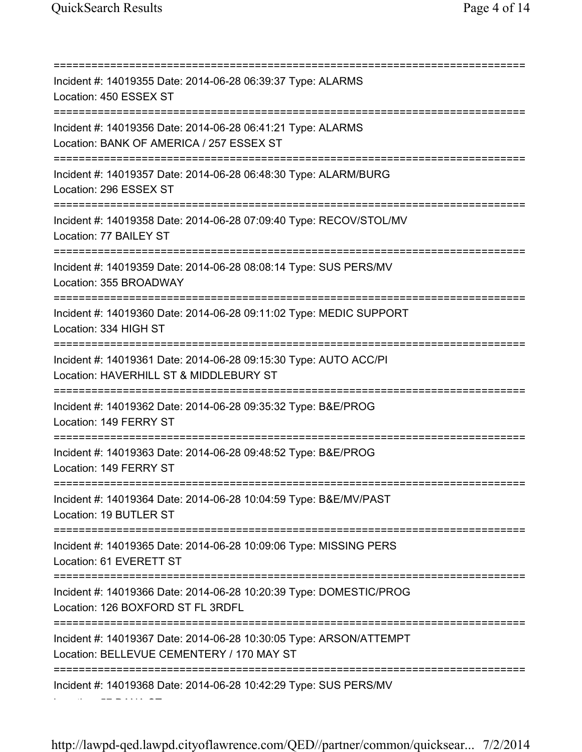===========================================================================
Incident #: 14019355 Date: 2014-06-28 06:39:37 Type: ALARMS
Location: 450 ESSEX ST
===========================================================================
Incident #: 14019356 Date: 2014-06-28 06:41:21 Type: ALARMS
Location: BANK OF AMERICA / 257 ESSEX ST
===========================================================================
Incident #: 14019357 Date: 2014-06-28 06:48:30 Type: ALARM/BURG
Location: 296 ESSEX ST
===========================================================================
Incident #: 14019358 Date: 2014-06-28 07:09:40 Type: RECOV/STOL/MV
Location: 77 BAILEY ST
===========================================================================
Incident #: 14019359 Date: 2014-06-28 08:08:14 Type: SUS PERS/MV
Location: 355 BROADWAY
===========================================================================
Incident #: 14019360 Date: 2014-06-28 09:11:02 Type: MEDIC SUPPORT
Location: 334 HIGH ST
===========================================================================
Incident #: 14019361 Date: 2014-06-28 09:15:30 Type: AUTO ACC/PI
Location: HAVERHILL ST & MIDDLEBURY ST
===========================================================================
Incident #: 14019362 Date: 2014-06-28 09:35:32 Type: B&E/PROG
Location: 149 FERRY ST
===========================================================================
Incident #: 14019363 Date: 2014-06-28 09:48:52 Type: B&E/PROG
Location: 149 FERRY ST
===========================================================================
Incident #: 14019364 Date: 2014-06-28 10:04:59 Type: B&E/MV/PAST
Location: 19 BUTLER ST
===========================================================================
Incident #: 14019365 Date: 2014-06-28 10:09:06 Type: MISSING PERS
Location: 61 EVERETT ST
===========================================================================
Incident #: 14019366 Date: 2014-06-28 10:20:39 Type: DOMESTIC/PROG
Location: 126 BOXFORD ST FL 3RDFL
===========================================================================
Incident #: 14019367 Date: 2014-06-28 10:30:05 Type: ARSON/ATTEMPT
Location: BELLEVUE CEMENTERY / 170 MAY ST
===========================================================================
Incident #: 14019368 Date: 2014-06-28 10:42:29 Type: SUS PERS/MV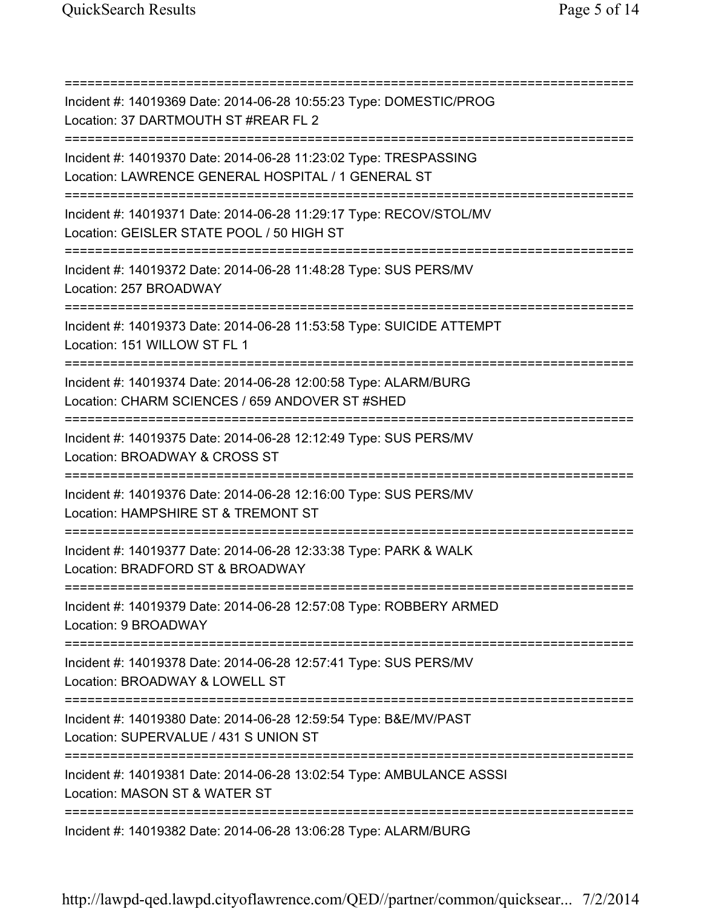Incident #: 14019369 Date: 2014-06-28 10:55:23 Type: DOMESTIC/PROG
Location: 37 DARTMOUTH ST #REAR FL 2

Incident #: 14019370 Date: 2014-06-28 11:23:02 Type: TRESPASSING
Location: LAWRENCE GENERAL HOSPITAL / 1 GENERAL ST

Incident #: 14019371 Date: 2014-06-28 11:29:17 Type: RECOV/STOL/MV
Location: GEISLER STATE POOL / 50 HIGH ST

Incident #: 14019372 Date: 2014-06-28 11:48:28 Type: SUS PERS/MV
Location: 257 BROADWAY

Incident #: 14019373 Date: 2014-06-28 11:53:58 Type: SUICIDE ATTEMPT
Location: 151 WILLOW ST FL 1

Incident #: 14019374 Date: 2014-06-28 12:00:58 Type: ALARM/BURG
Location: CHARM SCIENCES / 659 ANDOVER ST #SHED

Incident #: 14019375 Date: 2014-06-28 12:12:49 Type: SUS PERS/MV
Location: BROADWAY & CROSS ST

Incident #: 14019376 Date: 2014-06-28 12:16:00 Type: SUS PERS/MV
Location: HAMPSHIRE ST & TREMONT ST

Incident #: 14019377 Date: 2014-06-28 12:33:38 Type: PARK & WALK
Location: BRADFORD ST & BROADWAY

Incident #: 14019379 Date: 2014-06-28 12:57:08 Type: ROBBERY ARMED
Location: 9 BROADWAY

Incident #: 14019378 Date: 2014-06-28 12:57:41 Type: SUS PERS/MV
Location: BROADWAY & LOWELL ST

Incident #: 14019380 Date: 2014-06-28 12:59:54 Type: B&E/MV/PAST
Location: SUPERVALUE / 431 S UNION ST

Incident #: 14019381 Date: 2014-06-28 13:02:54 Type: AMBULANCE ASSSI
Location: MASON ST & WATER ST

Incident #: 14019382 Date: 2014-06-28 13:06:28 Type: ALARM/BURG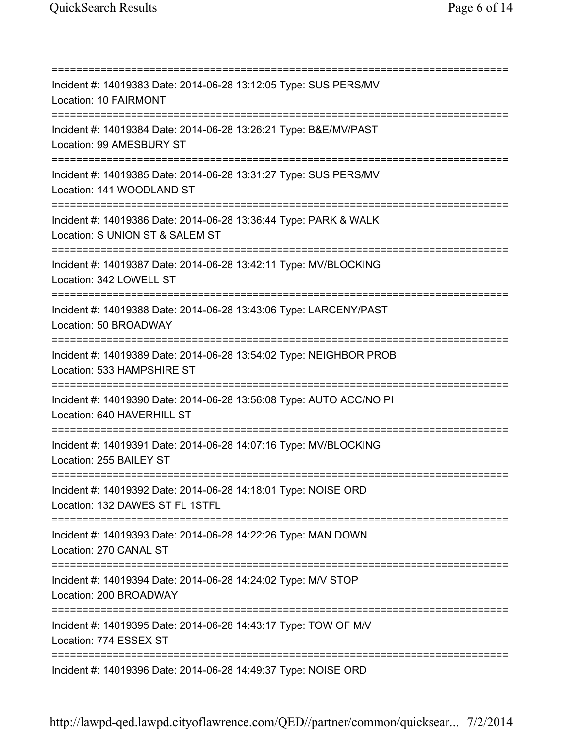===========================================================================
Incident #: 14019383 Date: 2014-06-28 13:12:05 Type: SUS PERS/MV
Location: 10 FAIRMONT
===========================================================================
Incident #: 14019384 Date: 2014-06-28 13:26:21 Type: B&E/MV/PAST
Location: 99 AMESBURY ST
===========================================================================
Incident #: 14019385 Date: 2014-06-28 13:31:27 Type: SUS PERS/MV
Location: 141 WOODLAND ST
===========================================================================
Incident #: 14019386 Date: 2014-06-28 13:36:44 Type: PARK & WALK
Location: S UNION ST & SALEM ST
===========================================================================
Incident #: 14019387 Date: 2014-06-28 13:42:11 Type: MV/BLOCKING
Location: 342 LOWELL ST
===========================================================================
Incident #: 14019388 Date: 2014-06-28 13:43:06 Type: LARCENY/PAST
Location: 50 BROADWAY
===========================================================================
Incident #: 14019389 Date: 2014-06-28 13:54:02 Type: NEIGHBOR PROB
Location: 533 HAMPSHIRE ST
===========================================================================
Incident #: 14019390 Date: 2014-06-28 13:56:08 Type: AUTO ACC/NO PI
Location: 640 HAVERHILL ST
===========================================================================
Incident #: 14019391 Date: 2014-06-28 14:07:16 Type: MV/BLOCKING
Location: 255 BAILEY ST
===========================================================================
Incident #: 14019392 Date: 2014-06-28 14:18:01 Type: NOISE ORD
Location: 132 DAWES ST FL 1STFL
===========================================================================
Incident #: 14019393 Date: 2014-06-28 14:22:26 Type: MAN DOWN
Location: 270 CANAL ST
===========================================================================
Incident #: 14019394 Date: 2014-06-28 14:24:02 Type: M/V STOP
Location: 200 BROADWAY
===========================================================================
Incident #: 14019395 Date: 2014-06-28 14:43:17 Type: TOW OF M/V
Location: 774 ESSEX ST
===========================================================================
Incident #: 14019396 Date: 2014-06-28 14:49:37 Type: NOISE ORD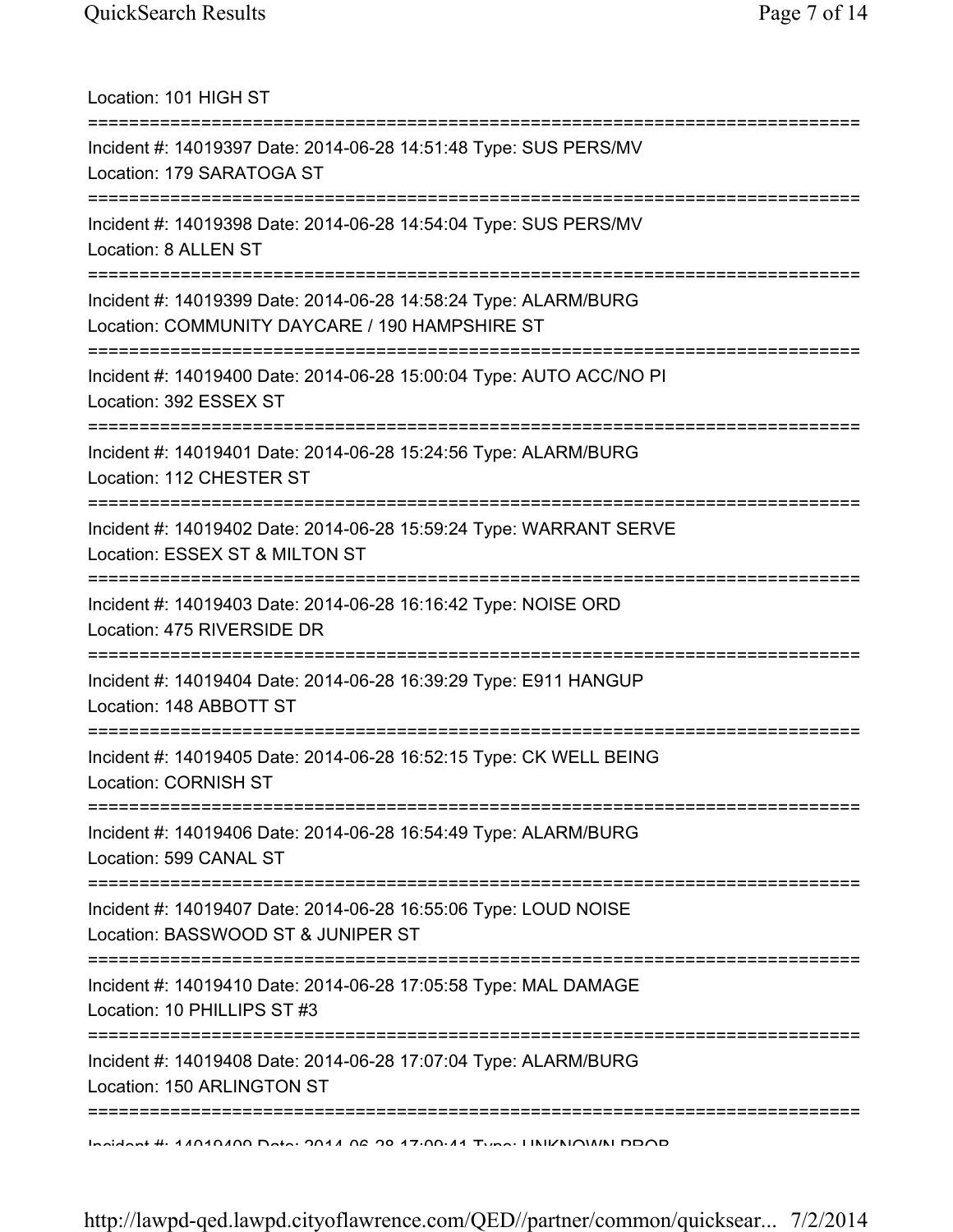Location: 101 HIGH ST

===========================================================================

Incident #: 14019397 Date: 2014-06-28 14:51:48 Type: SUS PERS/MV
Location: 179 SARATOGA ST

===========================================================================

Incident #: 14019398 Date: 2014-06-28 14:54:04 Type: SUS PERS/MV
Location: 8 ALLEN ST

===========================================================================

Incident #: 14019399 Date: 2014-06-28 14:58:24 Type: ALARM/BURG
Location: COMMUNITY DAYCARE / 190 HAMPSHIRE ST

===========================================================================

Incident #: 14019400 Date: 2014-06-28 15:00:04 Type: AUTO ACC/NO PI
Location: 392 ESSEX ST

===========================================================================

Incident #: 14019401 Date: 2014-06-28 15:24:56 Type: ALARM/BURG
Location: 112 CHESTER ST

===========================================================================

Incident #: 14019402 Date: 2014-06-28 15:59:24 Type: WARRANT SERVE
Location: ESSEX ST & MILTON ST

===========================================================================

Incident #: 14019403 Date: 2014-06-28 16:16:42 Type: NOISE ORD
Location: 475 RIVERSIDE DR

===========================================================================

Incident #: 14019404 Date: 2014-06-28 16:39:29 Type: E911 HANGUP
Location: 148 ABBOTT ST

===========================================================================

Incident #: 14019405 Date: 2014-06-28 16:52:15 Type: CK WELL BEING
Location: CORNISH ST

===========================================================================

Incident #: 14019406 Date: 2014-06-28 16:54:49 Type: ALARM/BURG
Location: 599 CANAL ST

===========================================================================

Incident #: 14019407 Date: 2014-06-28 16:55:06 Type: LOUD NOISE
Location: BASSWOOD ST & JUNIPER ST

===========================================================================

Incident #: 14019410 Date: 2014-06-28 17:05:58 Type: MAL DAMAGE
Location: 10 PHILLIPS ST #3

===========================================================================

Incident #: 14019408 Date: 2014-06-28 17:07:04 Type: ALARM/BURG
Location: 150 ARLINGTON ST

===========================================================================

Incident #: 14019409 Date: 2014-06-28 17:09:41 Type: UNKNOWN PROB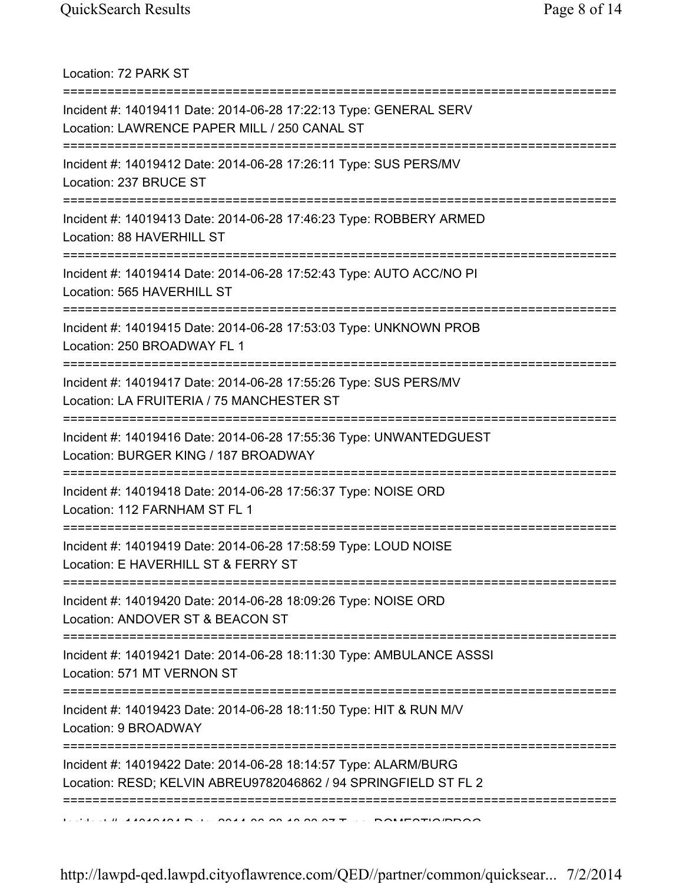Location: 72 PARK ST

===========================================================================

Incident #: 14019411 Date: 2014-06-28 17:22:13 Type: GENERAL SERV
Location: LAWRENCE PAPER MILL / 250 CANAL ST

===========================================================================

Incident #: 14019412 Date: 2014-06-28 17:26:11 Type: SUS PERS/MV
Location: 237 BRUCE ST

===========================================================================

Incident #: 14019413 Date: 2014-06-28 17:46:23 Type: ROBBERY ARMED
Location: 88 HAVERHILL ST

===========================================================================

Incident #: 14019414 Date: 2014-06-28 17:52:43 Type: AUTO ACC/NO PI
Location: 565 HAVERHILL ST

===========================================================================

Incident #: 14019415 Date: 2014-06-28 17:53:03 Type: UNKNOWN PROB
Location: 250 BROADWAY FL 1

===========================================================================

Incident #: 14019417 Date: 2014-06-28 17:55:26 Type: SUS PERS/MV
Location: LA FRUITERIA / 75 MANCHESTER ST

===========================================================================

Incident #: 14019416 Date: 2014-06-28 17:55:36 Type: UNWANTEDGUEST
Location: BURGER KING / 187 BROADWAY

===========================================================================

Incident #: 14019418 Date: 2014-06-28 17:56:37 Type: NOISE ORD
Location: 112 FARNHAM ST FL 1

===========================================================================

Incident #: 14019419 Date: 2014-06-28 17:58:59 Type: LOUD NOISE
Location: E HAVERHILL ST & FERRY ST

===========================================================================

Incident #: 14019420 Date: 2014-06-28 18:09:26 Type: NOISE ORD
Location: ANDOVER ST & BEACON ST

===========================================================================

Incident #: 14019421 Date: 2014-06-28 18:11:30 Type: AMBULANCE ASSSI
Location: 571 MT VERNON ST

===========================================================================

Incident #: 14019423 Date: 2014-06-28 18:11:50 Type: HIT & RUN M/V
Location: 9 BROADWAY

===========================================================================

Incident #: 14019422 Date: 2014-06-28 18:14:57 Type: ALARM/BURG
Location: RESD; KELVIN ABREU9782046862 / 94 SPRINGFIELD ST FL 2

===========================================================================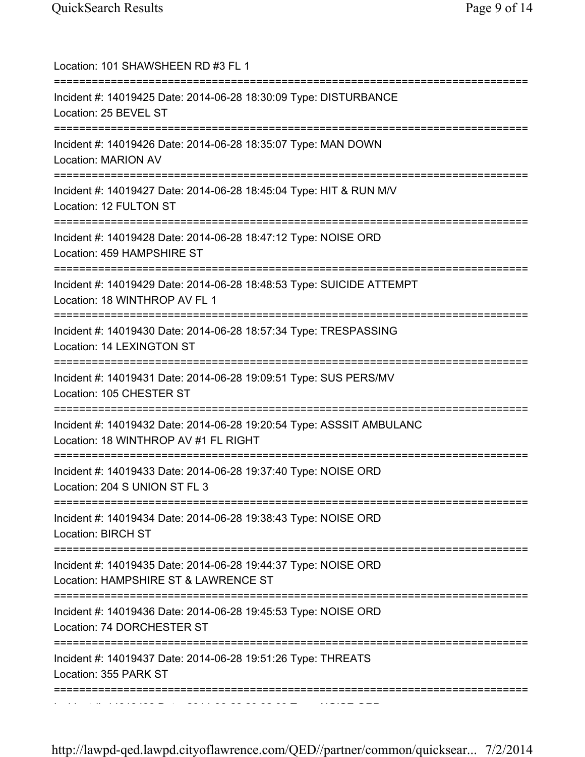Location: 101 SHAWSHEEN RD #3 FL 1

===========================================================================

Incident #: 14019425 Date: 2014-06-28 18:30:09 Type: DISTURBANCE
Location: 25 BEVEL ST

===========================================================================

Incident #: 14019426 Date: 2014-06-28 18:35:07 Type: MAN DOWN
Location: MARION AV

===========================================================================

Incident #: 14019427 Date: 2014-06-28 18:45:04 Type: HIT & RUN M/V
Location: 12 FULTON ST

===========================================================================

Incident #: 14019428 Date: 2014-06-28 18:47:12 Type: NOISE ORD
Location: 459 HAMPSHIRE ST

===========================================================================

Incident #: 14019429 Date: 2014-06-28 18:48:53 Type: SUICIDE ATTEMPT
Location: 18 WINTHROP AV FL 1

===========================================================================

Incident #: 14019430 Date: 2014-06-28 18:57:34 Type: TRESPASSING
Location: 14 LEXINGTON ST

===========================================================================

Incident #: 14019431 Date: 2014-06-28 19:09:51 Type: SUS PERS/MV
Location: 105 CHESTER ST

===========================================================================

Incident #: 14019432 Date: 2014-06-28 19:20:54 Type: ASSSIT AMBULANC
Location: 18 WINTHROP AV #1 FL RIGHT

===========================================================================

Incident #: 14019433 Date: 2014-06-28 19:37:40 Type: NOISE ORD
Location: 204 S UNION ST FL 3

===========================================================================

Incident #: 14019434 Date: 2014-06-28 19:38:43 Type: NOISE ORD
Location: BIRCH ST

===========================================================================

Incident #: 14019435 Date: 2014-06-28 19:44:37 Type: NOISE ORD
Location: HAMPSHIRE ST & LAWRENCE ST

===========================================================================

Incident #: 14019436 Date: 2014-06-28 19:45:53 Type: NOISE ORD
Location: 74 DORCHESTER ST

===========================================================================

Incident #: 14019437 Date: 2014-06-28 19:51:26 Type: THREATS
Location: 355 PARK ST

===========================================================================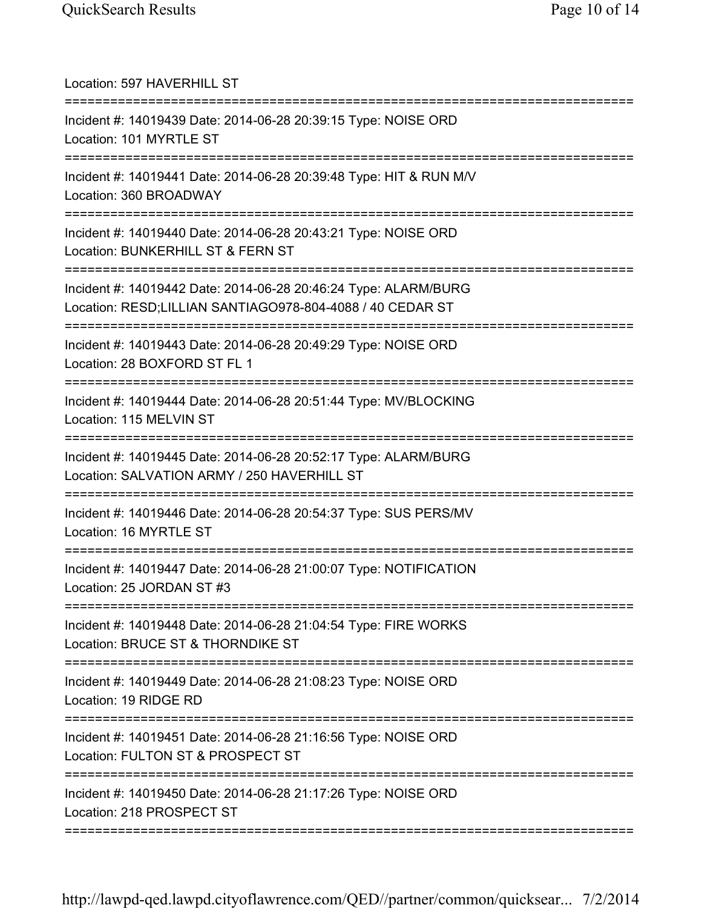Location: 597 HAVERHILL ST

===========================================================================

Incident #: 14019439 Date: 2014-06-28 20:39:15 Type: NOISE ORD
Location: 101 MYRTLE ST

===========================================================================

Incident #: 14019441 Date: 2014-06-28 20:39:48 Type: HIT & RUN M/V
Location: 360 BROADWAY

===========================================================================

Incident #: 14019440 Date: 2014-06-28 20:43:21 Type: NOISE ORD
Location: BUNKERHILL ST & FERN ST

===========================================================================

Incident #: 14019442 Date: 2014-06-28 20:46:24 Type: ALARM/BURG
Location: RESD;LILLIAN SANTIAGO978-804-4088 / 40 CEDAR ST

===========================================================================

Incident #: 14019443 Date: 2014-06-28 20:49:29 Type: NOISE ORD
Location: 28 BOXFORD ST FL 1

===========================================================================

Incident #: 14019444 Date: 2014-06-28 20:51:44 Type: MV/BLOCKING
Location: 115 MELVIN ST

===========================================================================

Incident #: 14019445 Date: 2014-06-28 20:52:17 Type: ALARM/BURG
Location: SALVATION ARMY / 250 HAVERHILL ST

===========================================================================

Incident #: 14019446 Date: 2014-06-28 20:54:37 Type: SUS PERS/MV
Location: 16 MYRTLE ST

===========================================================================

Incident #: 14019447 Date: 2014-06-28 21:00:07 Type: NOTIFICATION
Location: 25 JORDAN ST #3

===========================================================================

Incident #: 14019448 Date: 2014-06-28 21:04:54 Type: FIRE WORKS
Location: BRUCE ST & THORNDIKE ST

===========================================================================

Incident #: 14019449 Date: 2014-06-28 21:08:23 Type: NOISE ORD
Location: 19 RIDGE RD

===========================================================================

Incident #: 14019451 Date: 2014-06-28 21:16:56 Type: NOISE ORD
Location: FULTON ST & PROSPECT ST

===========================================================================

Incident #: 14019450 Date: 2014-06-28 21:17:26 Type: NOISE ORD
Location: 218 PROSPECT ST

===========================================================================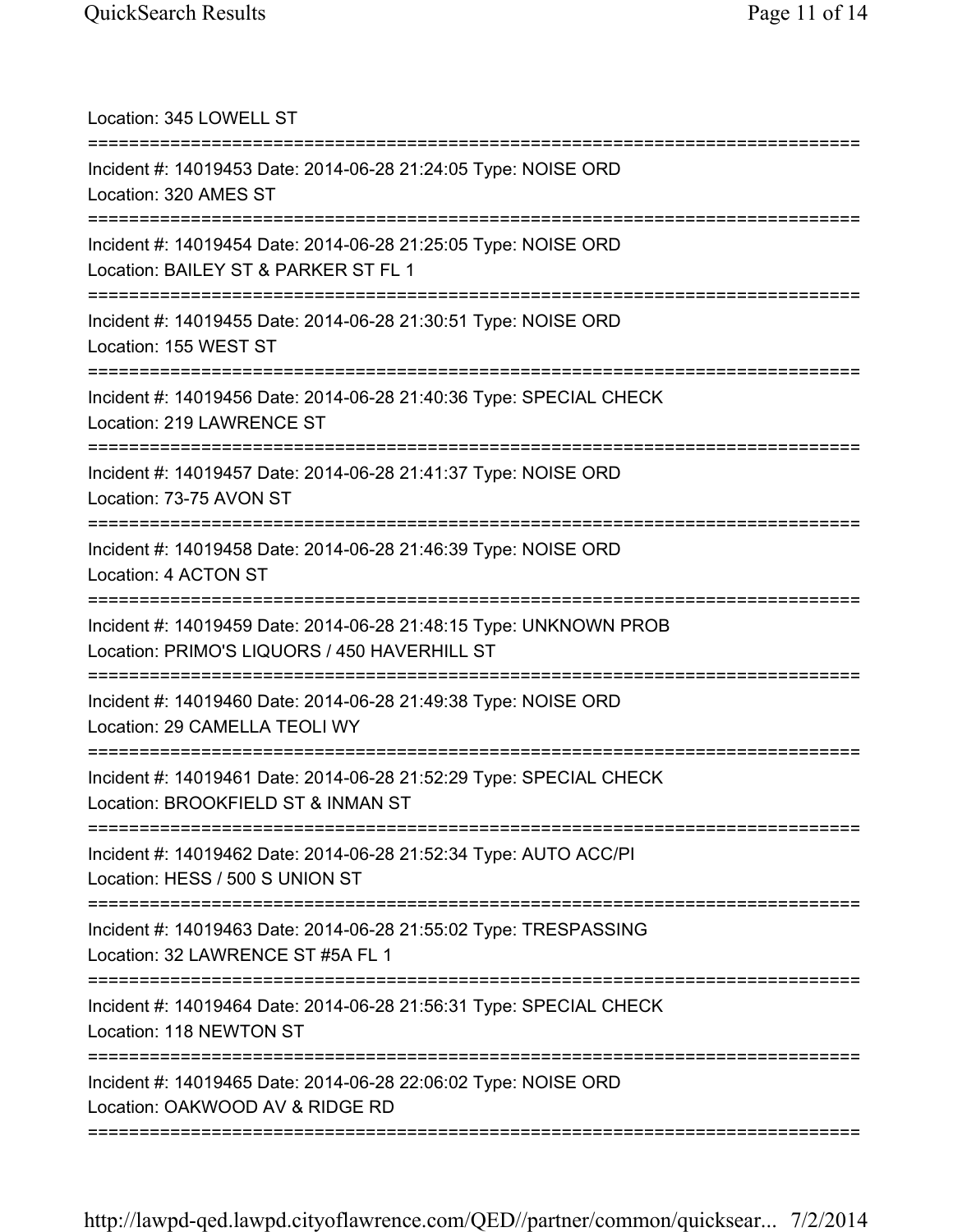Location: 345 LOWELL ST

===========================================================================

Incident #: 14019453 Date: 2014-06-28 21:24:05 Type: NOISE ORD
Location: 320 AMES ST

===========================================================================

Incident #: 14019454 Date: 2014-06-28 21:25:05 Type: NOISE ORD
Location: BAILEY ST & PARKER ST FL 1

===========================================================================

Incident #: 14019455 Date: 2014-06-28 21:30:51 Type: NOISE ORD
Location: 155 WEST ST

===========================================================================

Incident #: 14019456 Date: 2014-06-28 21:40:36 Type: SPECIAL CHECK
Location: 219 LAWRENCE ST

===========================================================================

Incident #: 14019457 Date: 2014-06-28 21:41:37 Type: NOISE ORD
Location: 73-75 AVON ST

===========================================================================

Incident #: 14019458 Date: 2014-06-28 21:46:39 Type: NOISE ORD
Location: 4 ACTON ST

===========================================================================

Incident #: 14019459 Date: 2014-06-28 21:48:15 Type: UNKNOWN PROB
Location: PRIMO'S LIQUORS / 450 HAVERHILL ST

===========================================================================

Incident #: 14019460 Date: 2014-06-28 21:49:38 Type: NOISE ORD
Location: 29 CAMELLA TEOLI WY

===========================================================================

Incident #: 14019461 Date: 2014-06-28 21:52:29 Type: SPECIAL CHECK
Location: BROOKFIELD ST & INMAN ST

===========================================================================

Incident #: 14019462 Date: 2014-06-28 21:52:34 Type: AUTO ACC/PI
Location: HESS / 500 S UNION ST

===========================================================================

Incident #: 14019463 Date: 2014-06-28 21:55:02 Type: TRESPASSING
Location: 32 LAWRENCE ST #5A FL 1

===========================================================================

Incident #: 14019464 Date: 2014-06-28 21:56:31 Type: SPECIAL CHECK
Location: 118 NEWTON ST

===========================================================================

Incident #: 14019465 Date: 2014-06-28 22:06:02 Type: NOISE ORD
Location: OAKWOOD AV & RIDGE RD

===========================================================================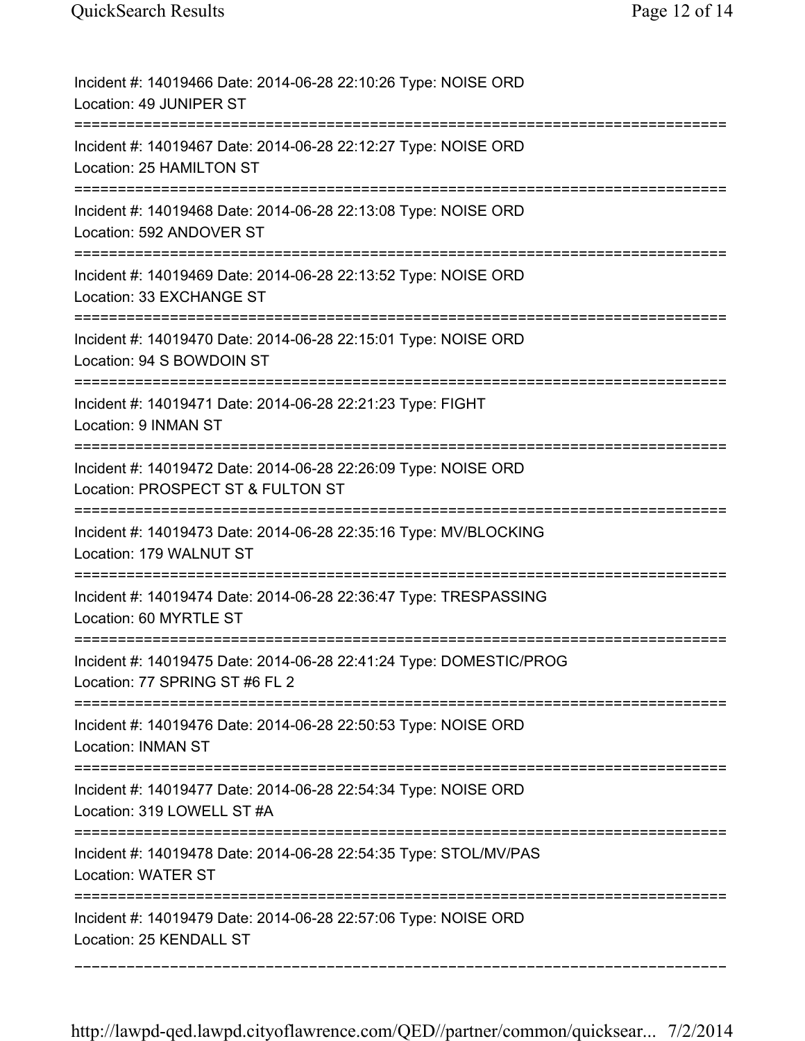Incident #: 14019466 Date: 2014-06-28 22:10:26 Type: NOISE ORD
Location: 49 JUNIPER ST

===========================================================================

Incident #: 14019467 Date: 2014-06-28 22:12:27 Type: NOISE ORD
Location: 25 HAMILTON ST

===========================================================================

Incident #: 14019468 Date: 2014-06-28 22:13:08 Type: NOISE ORD
Location: 592 ANDOVER ST

===========================================================================

Incident #: 14019469 Date: 2014-06-28 22:13:52 Type: NOISE ORD
Location: 33 EXCHANGE ST

===========================================================================

Incident #: 14019470 Date: 2014-06-28 22:15:01 Type: NOISE ORD
Location: 94 S BOWDOIN ST

===========================================================================

Incident #: 14019471 Date: 2014-06-28 22:21:23 Type: FIGHT
Location: 9 INMAN ST

===========================================================================

Incident #: 14019472 Date: 2014-06-28 22:26:09 Type: NOISE ORD
Location: PROSPECT ST & FULTON ST

===========================================================================

Incident #: 14019473 Date: 2014-06-28 22:35:16 Type: MV/BLOCKING
Location: 179 WALNUT ST

===========================================================================

Incident #: 14019474 Date: 2014-06-28 22:36:47 Type: TRESPASSING
Location: 60 MYRTLE ST

===========================================================================

Incident #: 14019475 Date: 2014-06-28 22:41:24 Type: DOMESTIC/PROG
Location: 77 SPRING ST #6 FL 2

===========================================================================

Incident #: 14019476 Date: 2014-06-28 22:50:53 Type: NOISE ORD
Location: INMAN ST

===========================================================================

Incident #: 14019477 Date: 2014-06-28 22:54:34 Type: NOISE ORD
Location: 319 LOWELL ST #A

===========================================================================

Incident #: 14019478 Date: 2014-06-28 22:54:35 Type: STOL/MV/PAS
Location: WATER ST

===========================================================================

Incident #: 14019479 Date: 2014-06-28 22:57:06 Type: NOISE ORD
Location: 25 KENDALL ST

---------------------------------------------------------------------------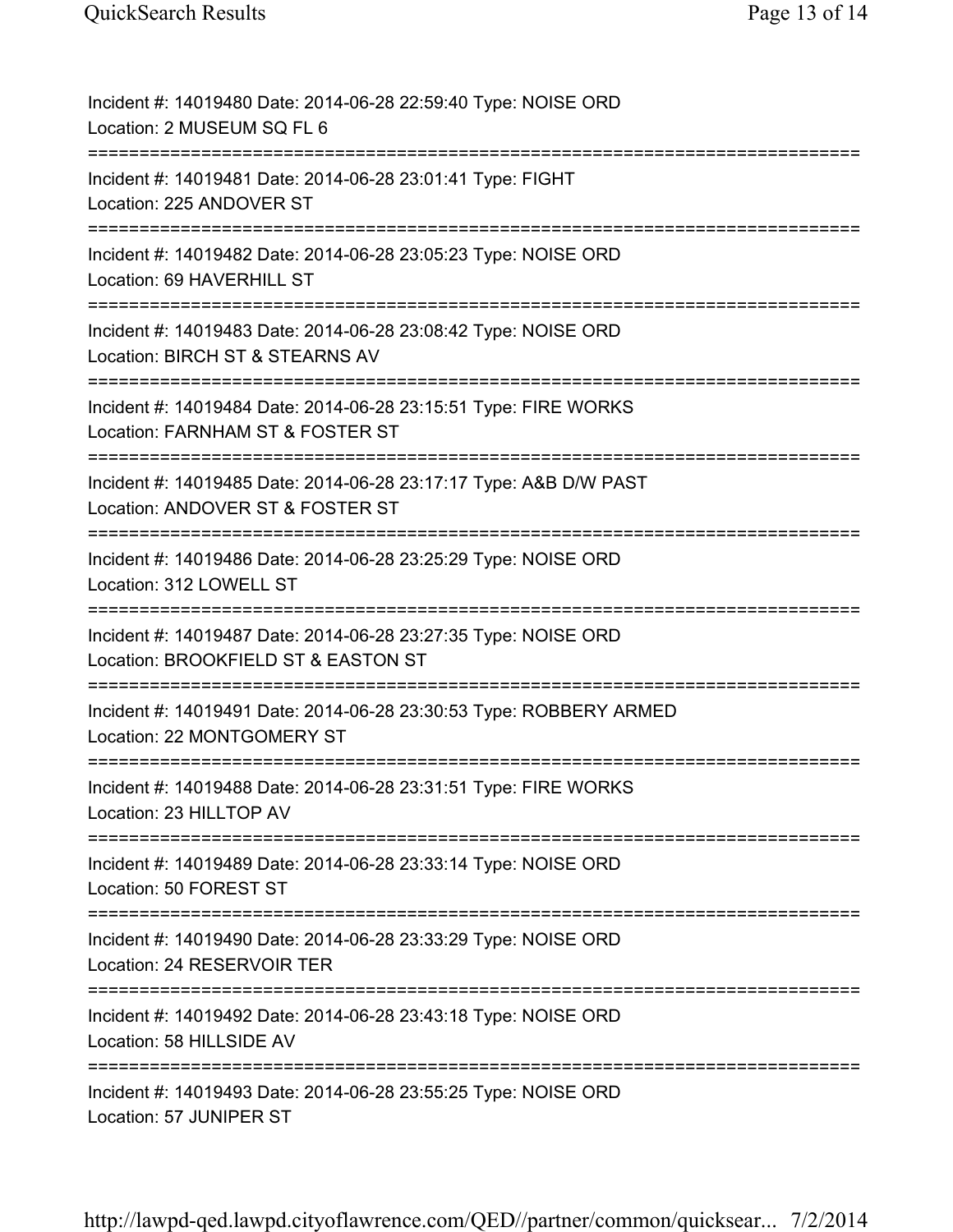Incident #: 14019480 Date: 2014-06-28 22:59:40 Type: NOISE ORD
Location: 2 MUSEUM SQ FL 6

===========================================================================

Incident #: 14019481 Date: 2014-06-28 23:01:41 Type: FIGHT
Location: 225 ANDOVER ST

===========================================================================

Incident #: 14019482 Date: 2014-06-28 23:05:23 Type: NOISE ORD
Location: 69 HAVERHILL ST

===========================================================================

Incident #: 14019483 Date: 2014-06-28 23:08:42 Type: NOISE ORD
Location: BIRCH ST & STEARNS AV

===========================================================================

Incident #: 14019484 Date: 2014-06-28 23:15:51 Type: FIRE WORKS
Location: FARNHAM ST & FOSTER ST

===========================================================================

Incident #: 14019485 Date: 2014-06-28 23:17:17 Type: A&B D/W PAST
Location: ANDOVER ST & FOSTER ST

===========================================================================

Incident #: 14019486 Date: 2014-06-28 23:25:29 Type: NOISE ORD
Location: 312 LOWELL ST

===========================================================================

Incident #: 14019487 Date: 2014-06-28 23:27:35 Type: NOISE ORD
Location: BROOKFIELD ST & EASTON ST

===========================================================================

Incident #: 14019491 Date: 2014-06-28 23:30:53 Type: ROBBERY ARMED
Location: 22 MONTGOMERY ST

===========================================================================

Incident #: 14019488 Date: 2014-06-28 23:31:51 Type: FIRE WORKS
Location: 23 HILLTOP AV

===========================================================================

Incident #: 14019489 Date: 2014-06-28 23:33:14 Type: NOISE ORD
Location: 50 FOREST ST

===========================================================================

Incident #: 14019490 Date: 2014-06-28 23:33:29 Type: NOISE ORD
Location: 24 RESERVOIR TER

===========================================================================

Incident #: 14019492 Date: 2014-06-28 23:43:18 Type: NOISE ORD
Location: 58 HILLSIDE AV

===========================================================================

Incident #: 14019493 Date: 2014-06-28 23:55:25 Type: NOISE ORD
Location: 57 JUNIPER ST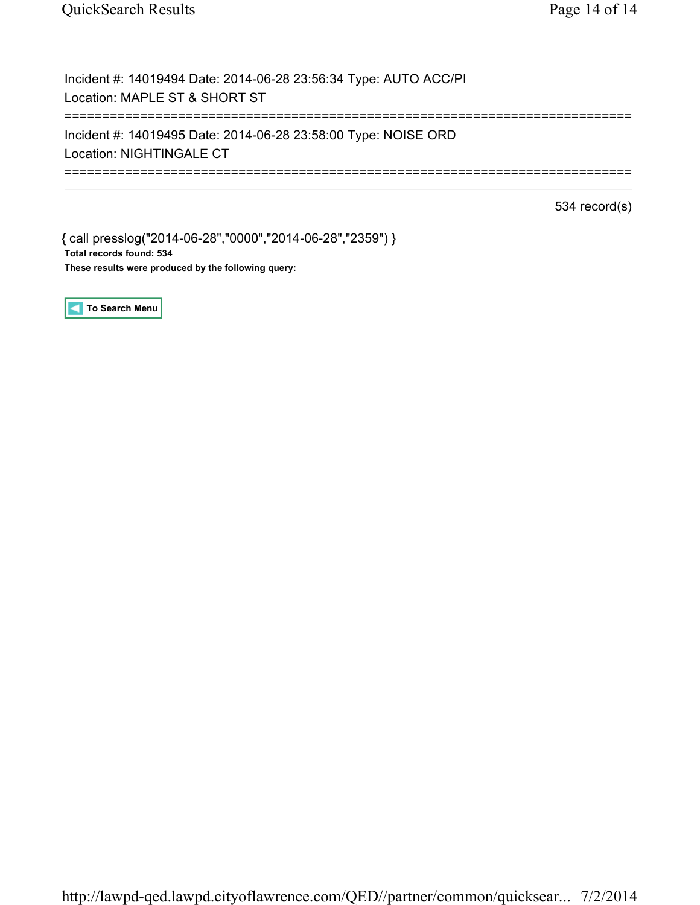Incident #: 14019494 Date: 2014-06-28 23:56:34 Type: AUTO ACC/PI
Location: MAPLE ST & SHORT ST

============================================================================

Incident #: 14019495 Date: 2014-06-28 23:58:00 Type: NOISE ORD
Location: NIGHTINGALE CT

============================================================================

534 record(s)

{ call presslog("2014-06-28","0000","2014-06-28","2359") }

**Total records found: 534**

**These results were produced by the following query:**

**To Search Menu**